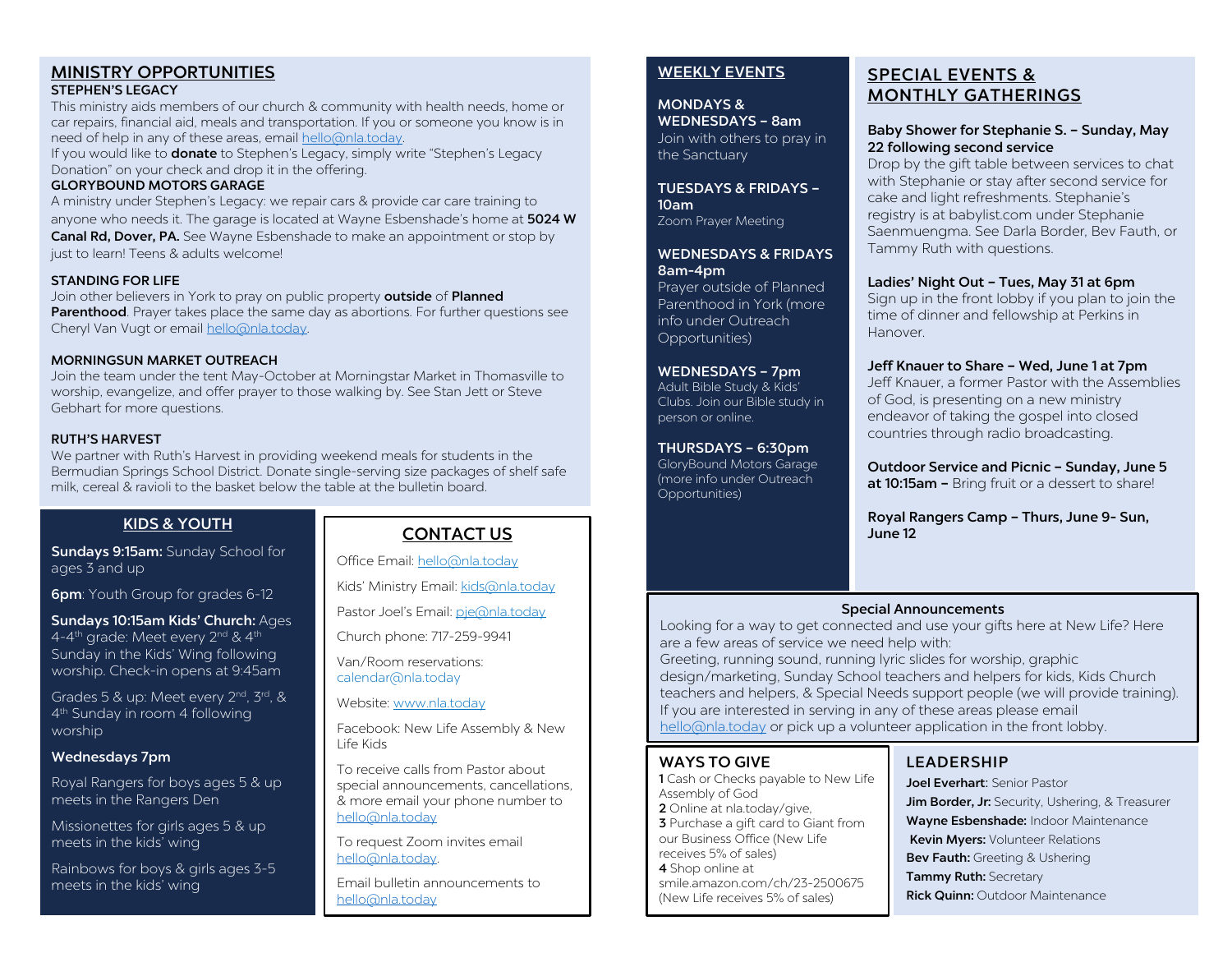## MINISTRY OPPORTUNITIES

**STEPHEN'S LEGACY**

This ministry aids members of our church & community with health needs, home or car repairs, financial aid, meals and transportation. If you or someone you know is in need of help in any of these areas, email hello@nla.today.

If you would like to **donate** to Stephen's Legacy, simply write "Stephen's Legacy Donation" on your check and drop it in the offering.

**GLORYBOUND MOTORS GARAGE**

A ministry under Stephen's Legacy: we repair cars & provide car care training to anyone who needs it. The garage is located at Wayne Esbenshade's home at **5024 W Canal Rd, Dover, PA.** See Wayne Esbenshade to make an appointment or stop by just to learn! Teens & adults welcome!

**STANDING FOR LIFE**

Join other believers in York to pray on public property **outside** of **Planned Parenthood**. Prayer takes place the same day as abortions. For further questions see Cheryl Van Vugt or email hello@nla.today.

**MORNINGSUN MARKET OUTREACH**

Join the team under the tent May-October at Morningstar Market in Thomasville to worship, evangelize, and offer prayer to those walking by. See Stan Jett or Steve Gebhart for more questions.

**RUTH'S HARVEST**

We partner with Ruth's Harvest in providing weekend meals for students in the Bermudian Springs School District. Donate single-serving size packages of shelf safe milk, cereal & ravioli to the basket below the table at the bulletin board.

## KIDS & YOUTH

**Sundays 9:15am:** Sunday School for ages 3 and up

**6pm**: Youth Group for grades 6-12

**Sundays 10:15am Kids' Church:** Ages 4-4th grade: Meet every 2nd & 4th Sunday in the Kids' Wing following worship. Check-in opens at 9:45am

Grades 5 & up: Meet every 2nd, 3rd, & 4th Sunday in room 4 following worship

**Wednesdays 7pm**

Royal Rangers for boys ages 5 & up meets in the Rangers Den

Missionettes for girls ages 5 & up meets in the kids' wing

Rainbows for boys & girls ages 3-5 meets in the kids' wing

## CONTACT US

Office Email: hello@nla.today

Kids' Ministry Email: kids@nla.today

Pastor Joel's Email: pje@nla.today

Church phone: 717-259-9941

Van/Room reservations: calendar@nla.today

Website: www.nla.today

Facebook: New Life Assembly & New Life Kids

To receive calls from Pastor about special announcements, cancellations, & more email your phone number to hello@nla.today

To request Zoom invites email hello@nla.today.

Email bulletin announcements to hello@nla.today

## WEEKLY EVENTS

**MONDAYS & WEDNESDAYS – 8am**

Join with others to pray in the Sanctuary

**TUESDAYS & FRIDAYS – 10am**

Zoom Prayer Meeting

**WEDNESDAYS & FRIDAYS 8am-4pm**

Prayer outside of Planned Parenthood in York (more info under Outreach Opportunities)

**WEDNESDAYS – 7pm**

Adult Bible Study & Kids' Clubs. Join our Bible study in person or online.

**THURSDAYS – 6:30pm**

GloryBound Motors Garage (more info under Outreach Opportunities)

## SPECIAL EVENTS & MONTHLY GATHERINGS

**Baby Shower for Stephanie S. – Sunday, May 22 following second service**

Drop by the gift table between services to chat with Stephanie or stay after second service for cake and light refreshments. Stephanie's registry is at babylist.com under Stephanie Saenmuengma. See Darla Border, Bev Fauth, or Tammy Ruth with questions.

**Ladies' Night Out – Tues, May 31 at 6pm**

Sign up in the front lobby if you plan to join the time of dinner and fellowship at Perkins in Hanover.

**Jeff Knauer to Share – Wed, June 1 at 7pm**

Jeff Knauer, a former Pastor with the Assemblies of God, is presenting on a new ministry endeavor of taking the gospel into closed countries through radio broadcasting.

**Outdoor Service and Picnic – Sunday, June 5 at 10:15am –** Bring fruit or a dessert to share!

**Royal Rangers Camp – Thurs, June 9- Sun, June 12**

### Special Announcements

Looking for a way to get connected and use your gifts here at New Life? Here are a few areas of service we need help with:

Greeting, running sound, running lyric slides for worship, graphic design/marketing, Sunday School teachers and helpers for kids, Kids Church teachers and helpers, & Special Needs support people (we will provide training). If you are interested in serving in any of these areas please email hello@nla.today or pick up a volunteer application in the front lobby.

## WAYS TO GIVE

**1** Cash or Checks payable to New Life Assembly of God

**2** Online at nla.today/give,

**3** Purchase a gift card to Giant from our Business Office (New Life receives 5% of sales)

**4** Shop online at smile.amazon.com/ch/23-2500675 (New Life receives 5% of sales)

## LEADERSHIP

**Joel Everhart**: Senior Pastor

**Jim Border, Jr:** Security, Ushering, & Treasurer

**Wayne Esbenshade:** Indoor Maintenance

**Kevin Myers:** Volunteer Relations

**Bev Fauth:** Greeting & Ushering

**Tammy Ruth:** Secretary

**Rick Quinn:** Outdoor Maintenance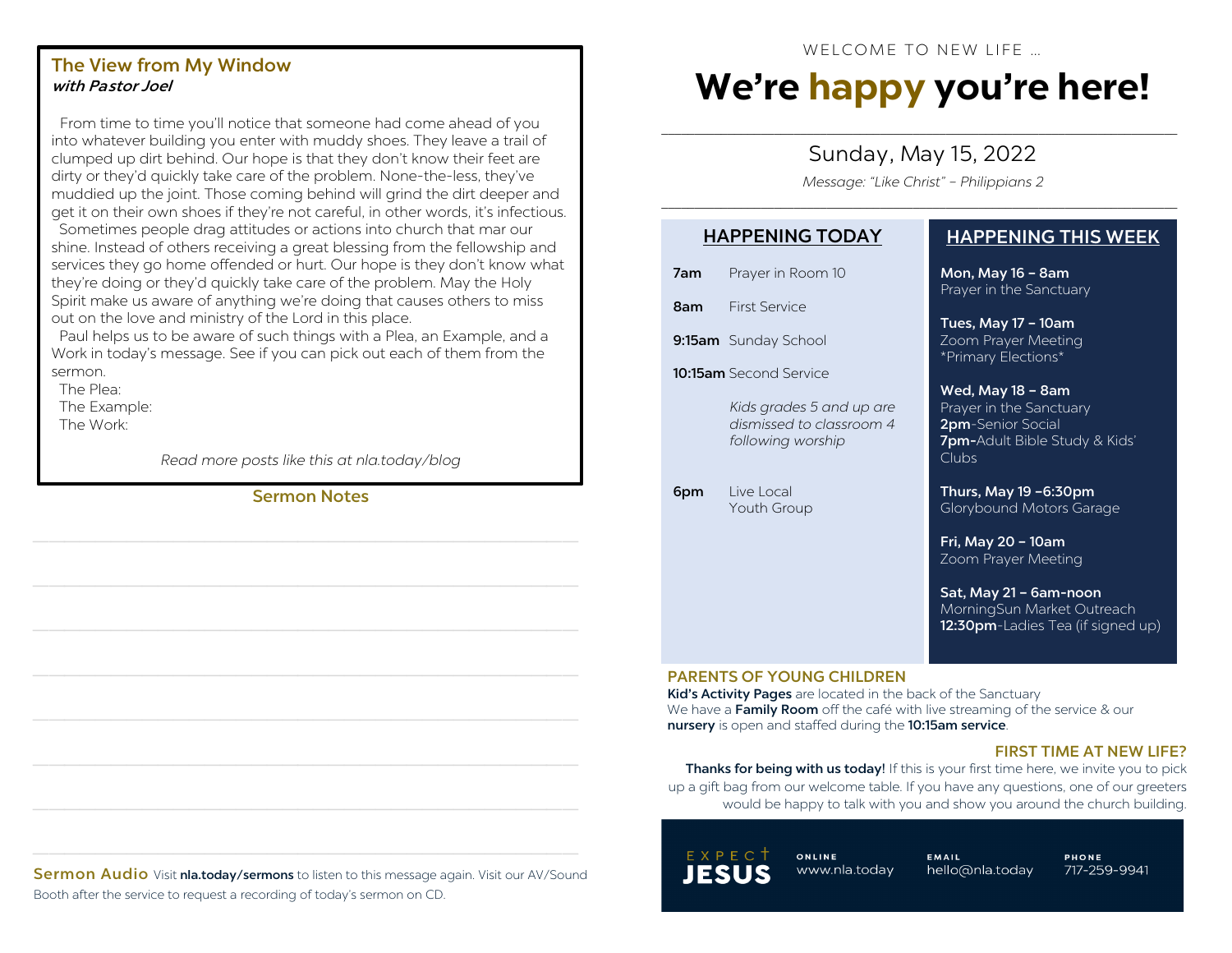## The View from My Window

***with Pastor Joel***

From time to time you'll notice that someone had come ahead of you into whatever building you enter with muddy shoes. They leave a trail of clumped up dirt behind. Our hope is that they don't know their feet are dirty or they'd quickly take care of the problem. None-the-less, they've muddied up the joint. Those coming behind will grind the dirt deeper and get it on their own shoes if they're not careful, in other words, it's infectious.

Sometimes people drag attitudes or actions into church that mar our shine. Instead of others receiving a great blessing from the fellowship and services they go home offended or hurt. Our hope is they don't know what they're doing or they'd quickly take care of the problem. May the Holy Spirit make us aware of anything we're doing that causes others to miss out on the love and ministry of the Lord in this place.

Paul helps us to be aware of such things with a Plea, an Example, and a Work in today's message. See if you can pick out each of them from the sermon.

The Plea:

The Example:

The Work:

*Read more posts like this at nla.today/blog*

### Sermon Notes

________________________________________

________________________________________

________________________________________

________________________________________

________________________________________

________________________________________

________________________________________

________________________________________

**Sermon Audio** Visit **nla.today/sermons** to listen to this message again. Visit our AV/Sound Booth after the service to request a recording of today's sermon on CD.

WELCOME TO NEW LIFE …

# We're happy you're here!

## Sunday, May 15, 2022

*Message: "Like Christ" – Philippians 2*

### HAPPENING TODAY

**7am** Prayer in Room 10

**8am** First Service

**9:15am** Sunday School

**10:15am** Second Service

*Kids grades 5 and up are dismissed to classroom 4 following worship*

**6pm** Live Local Youth Group

### HAPPENING THIS WEEK

**Mon, May 16 – 8am**
Prayer in the Sanctuary

**Tues, May 17 – 10am**
Zoom Prayer Meeting
*Primary Elections*

**Wed, May 18 – 8am**
Prayer in the Sanctuary
**2pm**-Senior Social
**7pm-**Adult Bible Study & Kids' Clubs

**Thurs, May 19 –6:30pm**
Glorybound Motors Garage

**Fri, May 20 – 10am**
Zoom Prayer Meeting

**Sat, May 21 – 6am-noon**
MorningSun Market Outreach
**12:30pm**-Ladies Tea (if signed up)

### PARENTS OF YOUNG CHILDREN

**Kid's Activity Pages** are located in the back of the Sanctuary
We have a **Family Room** off the café with live streaming of the service & our **nursery** is open and staffed during the **10:15am service**.

### FIRST TIME AT NEW LIFE?

**Thanks for being with us today!** If this is your first time here, we invite you to pick up a gift bag from our welcome table. If you have any questions, one of our greeters would be happy to talk with you and show you around the church building.

EXPECT JESUS

**ONLINE** www.nla.today

**EMAIL** hello@nla.today

**PHONE** 717-259-9941